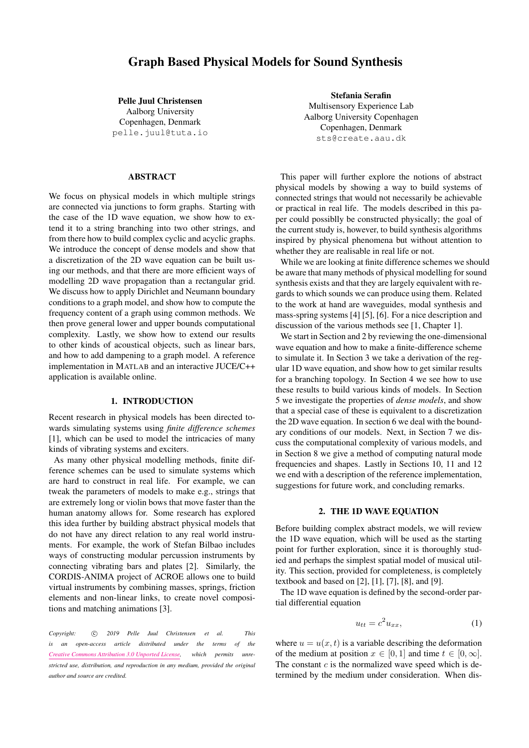# Graph Based Physical Models for Sound Synthesis

**Pelle Juul Christensen**
Aalborg University
Copenhagen, Denmark
pelle.juul@tuta.io

**Stefania Serafin**
Multisensory Experience Lab
Aalborg University Copenhagen
Copenhagen, Denmark
sts@create.aau.dk

## ABSTRACT

We focus on physical models in which multiple strings are connected via junctions to form graphs. Starting with the case of the 1D wave equation, we show how to extend it to a string branching into two other strings, and from there how to build complex cyclic and acyclic graphs. We introduce the concept of dense models and show that a discretization of the 2D wave equation can be built using our methods, and that there are more efficient ways of modelling 2D wave propagation than a rectangular grid. We discuss how to apply Dirichlet and Neumann boundary conditions to a graph model, and show how to compute the frequency content of a graph using common methods. We then prove general lower and upper bounds computational complexity. Lastly, we show how to extend our results to other kinds of acoustical objects, such as linear bars, and how to add dampening to a graph model. A reference implementation in MATLAB and an interactive JUCE/C++ application is available online.

## 1. INTRODUCTION

Recent research in physical models has been directed towards simulating systems using *finite difference schemes* [1], which can be used to model the intricacies of many kinds of vibrating systems and exciters.

As many other physical modelling methods, finite difference schemes can be used to simulate systems which are hard to construct in real life. For example, we can tweak the parameters of models to make e.g., strings that are extremely long or violin bows that move faster than the human anatomy allows for. Some research has explored this idea further by building abstract physical models that do not have any direct relation to any real world instruments. For example, the work of Stefan Bilbao includes ways of constructing modular percussion instruments by connecting vibrating bars and plates [2]. Similarly, the CORDIS-ANIMA project of ACROE allows one to build virtual instruments by combining masses, springs, friction elements and non-linear links, to create novel compositions and matching animations [3].

*Copyright: © 2019 Pelle Juul Christensen et al. This is an open-access article distributed under the terms of the Creative Commons Attribution 3.0 Unported License, which permits unrestricted use, distribution, and reproduction in any medium, provided the original author and source are credited.*

This paper will further explore the notions of abstract physical models by showing a way to build systems of connected strings that would not necessarily be achievable or practical in real life. The models described in this paper could possiblly be constructed physically; the goal of the current study is, however, to build synthesis algorithms inspired by physical phenomena but without attention to whether they are realisable in real life or not.

While we are looking at finite difference schemes we should be aware that many methods of physical modelling for sound synthesis exists and that they are largely equivalent with regards to which sounds we can produce using them. Related to the work at hand are waveguides, modal synthesis and mass-spring systems [4] [5], [6]. For a nice description and discussion of the various methods see [1, Chapter 1].

We start in Section and 2 by reviewing the one-dimensional wave equation and how to make a finite-difference scheme to simulate it. In Section 3 we take a derivation of the regular 1D wave equation, and show how to get similar results for a branching topology. In Section 4 we see how to use these results to build various kinds of models. In Section 5 we investigate the properties of *dense models*, and show that a special case of these is equivalent to a discretization the 2D wave equation. In section 6 we deal with the boundary conditions of our models. Next, in Section 7 we discuss the computational complexity of various models, and in Section 8 we give a method of computing natural mode frequencies and shapes. Lastly in Sections 10, 11 and 12 we end with a description of the reference implementation, suggestions for future work, and concluding remarks.

## 2. THE 1D WAVE EQUATION

Before building complex abstract models, we will review the 1D wave equation, which will be used as the starting point for further exploration, since it is thoroughly studied and perhaps the simplest spatial model of musical utility. This section, provided for completeness, is completely textbook and based on [2], [1], [7], [8], and [9].

The 1D wave equation is defined by the second-order partial differential equation

$$u_{tt} = c^2 u_{xx}, \tag{1}$$

where $u = u(x, t)$ is a variable describing the deformation of the medium at position $x \in [0, 1]$ and time $t \in [0, \infty]$. The constant $c$ is the normalized wave speed which is determined by the medium under consideration. When dis-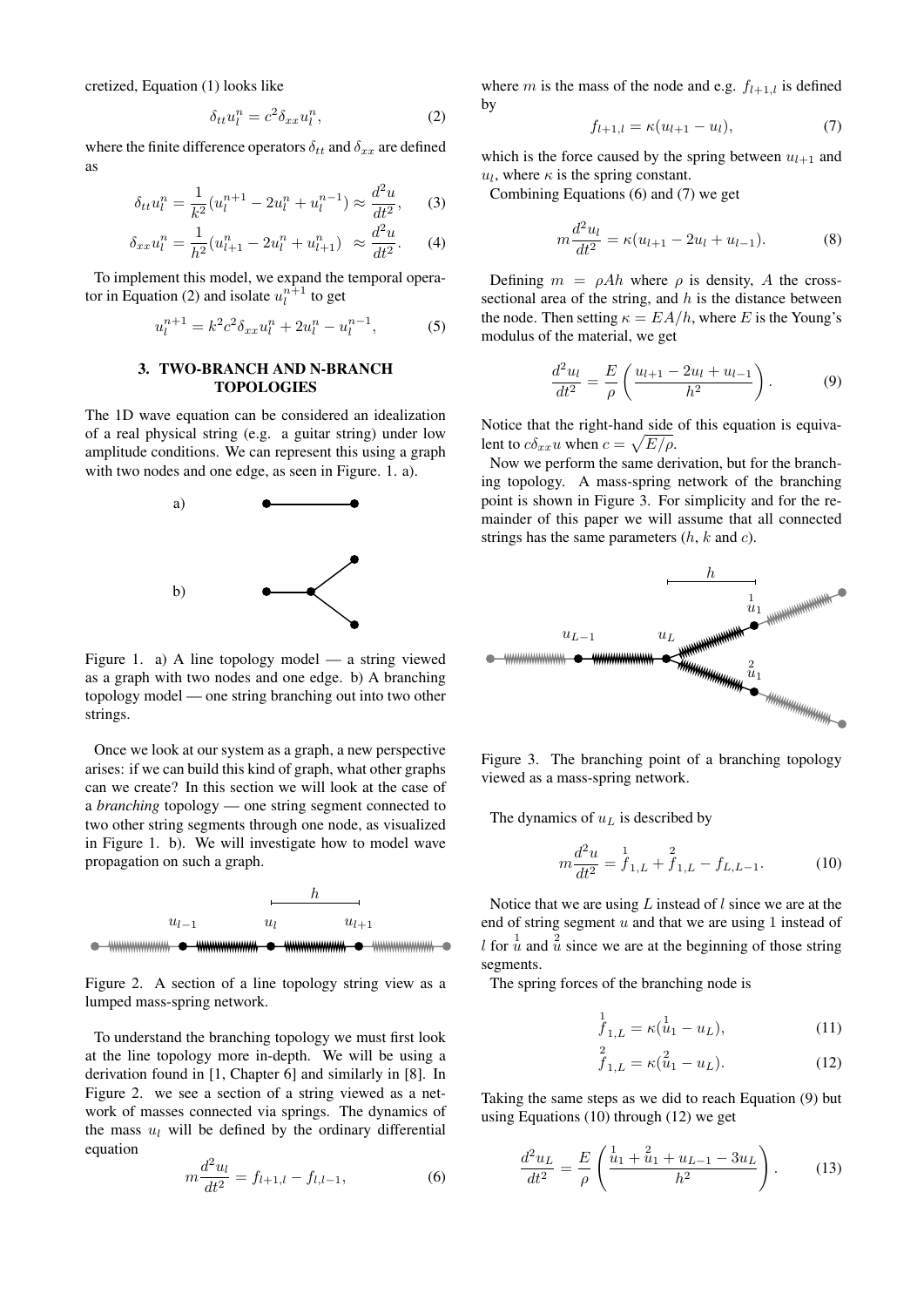cretized, Equation (1) looks like

$$\delta_{tt} u_l^n = c^2 \delta_{xx} u_l^n, \tag{2}$$

where the finite difference operators $\delta_{tt}$ and $\delta_{xx}$ are defined as

$$\delta_{tt} u_l^n = \frac{1}{k^2}(u_l^{n+1} - 2u_l^n + u_l^{n-1}) \approx \frac{d^2u}{dt^2}, \tag{3}$$

$$\delta_{xx} u_l^n = \frac{1}{h^2}(u_{l+1}^n - 2u_l^n + u_{l+1}^n) \approx \frac{d^2u}{dt^2}. \tag{4}$$

To implement this model, we expand the temporal operator in Equation (2) and isolate $u_l^{n+1}$ to get

$$u_l^{n+1} = k^2 c^2 \delta_{xx} u_l^n + 2u_l^n - u_l^{n-1}, \tag{5}$$

## 3. TWO-BRANCH AND N-BRANCH TOPOLOGIES

The 1D wave equation can be considered an idealization of a real physical string (e.g. a guitar string) under low amplitude conditions. We can represent this using a graph with two nodes and one edge, as seen in Figure. 1. a).

Figure 1. a) A line topology model — a string viewed as a graph with two nodes and one edge. b) A branching topology model — one string branching out into two other strings.

Once we look at our system as a graph, a new perspective arises: if we can build this kind of graph, what other graphs can we create? In this section we will look at the case of a *branching* topology — one string segment connected to two other string segments through one node, as visualized in Figure 1. b). We will investigate how to model wave propagation on such a graph.

Figure 2. A section of a line topology string view as a lumped mass-spring network.

To understand the branching topology we must first look at the line topology more in-depth. We will be using a derivation found in [1, Chapter 6] and similarly in [8]. In Figure 2. we see a section of a string viewed as a network of masses connected via springs. The dynamics of the mass $u_l$ will be defined by the ordinary differential equation

$$m\frac{d^2 u_l}{dt^2} = f_{l+1,l} - f_{l,l-1}, \tag{6}$$

where $m$ is the mass of the node and e.g. $f_{l+1,l}$ is defined by

$$f_{l+1,l} = \kappa(u_{l+1} - u_l), \tag{7}$$

which is the force caused by the spring between $u_{l+1}$ and $u_l$, where $\kappa$ is the spring constant.

Combining Equations (6) and (7) we get

$$m\frac{d^2 u_l}{dt^2} = \kappa(u_{l+1} - 2u_l + u_{l-1}). \tag{8}$$

Defining $m = \rho A h$ where $\rho$ is density, $A$ the cross-sectional area of the string, and $h$ is the distance between the node. Then setting $\kappa = EA/h$, where $E$ is the Young's modulus of the material, we get

$$\frac{d^2 u_l}{dt^2} = \frac{E}{\rho}\left(\frac{u_{l+1} - 2u_l + u_{l-1}}{h^2}\right). \tag{9}$$

Notice that the right-hand side of this equation is equivalent to $c\delta_{xx} u$ when $c = \sqrt{E/\rho}$.

Now we perform the same derivation, but for the branching topology. A mass-spring network of the branching point is shown in Figure 3. For simplicity and for the remainder of this paper we will assume that all connected strings has the same parameters ($h$, $k$ and $c$).

Figure 3. The branching point of a branching topology viewed as a mass-spring network.

The dynamics of $u_L$ is described by

$$m\frac{d^2 u}{dt^2} = \overset{1}{f}_{1,L} + \overset{2}{f}_{1,L} - f_{L,L-1}. \tag{10}$$

Notice that we are using $L$ instead of $l$ since we are at the end of string segment $u$ and that we are using 1 instead of $l$ for $\overset{1}{u}$ and $\overset{2}{u}$ since we are at the beginning of those string segments.

The spring forces of the branching node is

$$\overset{1}{f}_{1,L} = \kappa(\overset{1}{u}_1 - u_L), \tag{11}$$

$$\overset{2}{f}_{1,L} = \kappa(\overset{2}{u}_1 - u_L). \tag{12}$$

Taking the same steps as we did to reach Equation (9) but using Equations (10) through (12) we get

$$\frac{d^2 u_L}{dt^2} = \frac{E}{\rho}\left(\frac{\overset{1}{u}_1 + \overset{2}{u}_1 + u_{L-1} - 3u_L}{h^2}\right). \tag{13}$$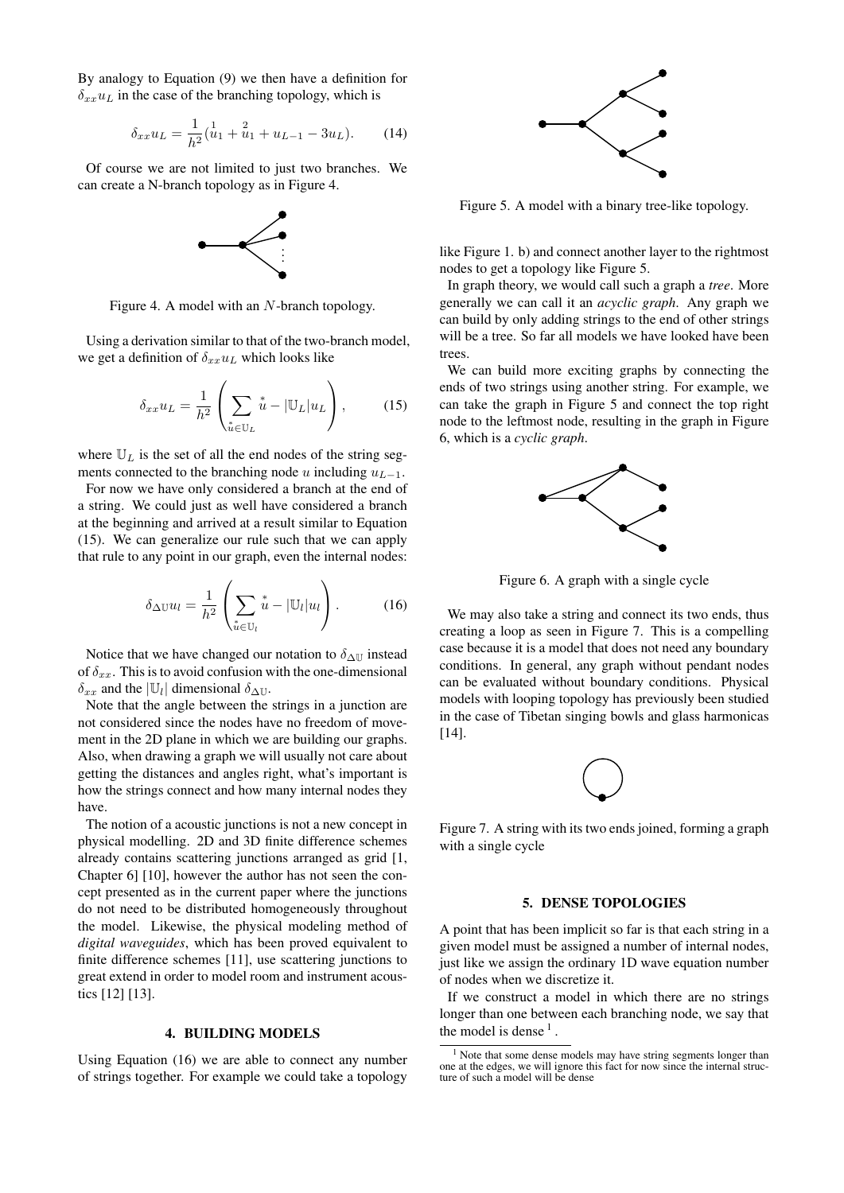By analogy to Equation (9) we then have a definition for $\delta_{xx}u_L$ in the case of the branching topology, which is

$$\delta_{xx}u_L = \frac{1}{h^2}(\overset{1}{u}_1 + \overset{2}{u}_1 + u_{L-1} - 3u_L). \qquad (14)$$

Of course we are not limited to just two branches. We can create a N-branch topology as in Figure 4.

Figure 4. A model with an $N$-branch topology.

Using a derivation similar to that of the two-branch model, we get a definition of $\delta_{xx}u_L$ which looks like

$$\delta_{xx}u_L = \frac{1}{h^2}\left(\sum_{\overset{*}{u}\in\mathbb{U}_L} \overset{*}{u} - |\mathbb{U}_L|u_L\right), \qquad (15)$$

where $\mathbb{U}_L$ is the set of all the end nodes of the string segments connected to the branching node $u$ including $u_{L-1}$.

For now we have only considered a branch at the end of a string. We could just as well have considered a branch at the beginning and arrived at a result similar to Equation (15). We can generalize our rule such that we can apply that rule to any point in our graph, even the internal nodes:

$$\delta_{\Delta\mathbb{U}}u_l = \frac{1}{h^2}\left(\sum_{\overset{*}{u}\in\mathbb{U}_l} \overset{*}{u} - |\mathbb{U}_l|u_l\right). \qquad (16)$$

Notice that we have changed our notation to $\delta_{\Delta\mathbb{U}}$ instead of $\delta_{xx}$. This is to avoid confusion with the one-dimensional $\delta_{xx}$ and the $|\mathbb{U}_l|$ dimensional $\delta_{\Delta\mathbb{U}}$.

Note that the angle between the strings in a junction are not considered since the nodes have no freedom of movement in the 2D plane in which we are building our graphs. Also, when drawing a graph we will usually not care about getting the distances and angles right, what's important is how the strings connect and how many internal nodes they have.

The notion of a acoustic junctions is not a new concept in physical modelling. 2D and 3D finite difference schemes already contains scattering junctions arranged as grid [1, Chapter 6] [10], however the author has not seen the concept presented as in the current paper where the junctions do not need to be distributed homogeneously throughout the model. Likewise, the physical modeling method of *digital waveguides*, which has been proved equivalent to finite difference schemes [11], use scattering junctions to great extend in order to model room and instrument acoustics [12] [13].

## 4. BUILDING MODELS

Using Equation (16) we are able to connect any number of strings together. For example we could take a topology like Figure 1. b) and connect another layer to the rightmost nodes to get a topology like Figure 5.

Figure 5. A model with a binary tree-like topology.

In graph theory, we would call such a graph a *tree*. More generally we can call it an *acyclic graph*. Any graph we can build by only adding strings to the end of other strings will be a tree. So far all models we have looked have been trees.

We can build more exciting graphs by connecting the ends of two strings using another string. For example, we can take the graph in Figure 5 and connect the top right node to the leftmost node, resulting in the graph in Figure 6, which is a *cyclic graph*.

Figure 6. A graph with a single cycle

We may also take a string and connect its two ends, thus creating a loop as seen in Figure 7. This is a compelling case because it is a model that does not need any boundary conditions. In general, any graph without pendant nodes can be evaluated without boundary conditions. Physical models with looping topology has previously been studied in the case of Tibetan singing bowls and glass harmonicas [14].

Figure 7. A string with its two ends joined, forming a graph with a single cycle

## 5. DENSE TOPOLOGIES

A point that has been implicit so far is that each string in a given model must be assigned a number of internal nodes, just like we assign the ordinary 1D wave equation number of nodes when we discretize it.

If we construct a model in which there are no strings longer than one between each branching node, we say that the model is dense [1].

[1] Note that some dense models may have string segments longer than one at the edges, we will ignore this fact for now since the internal structure of such a model will be dense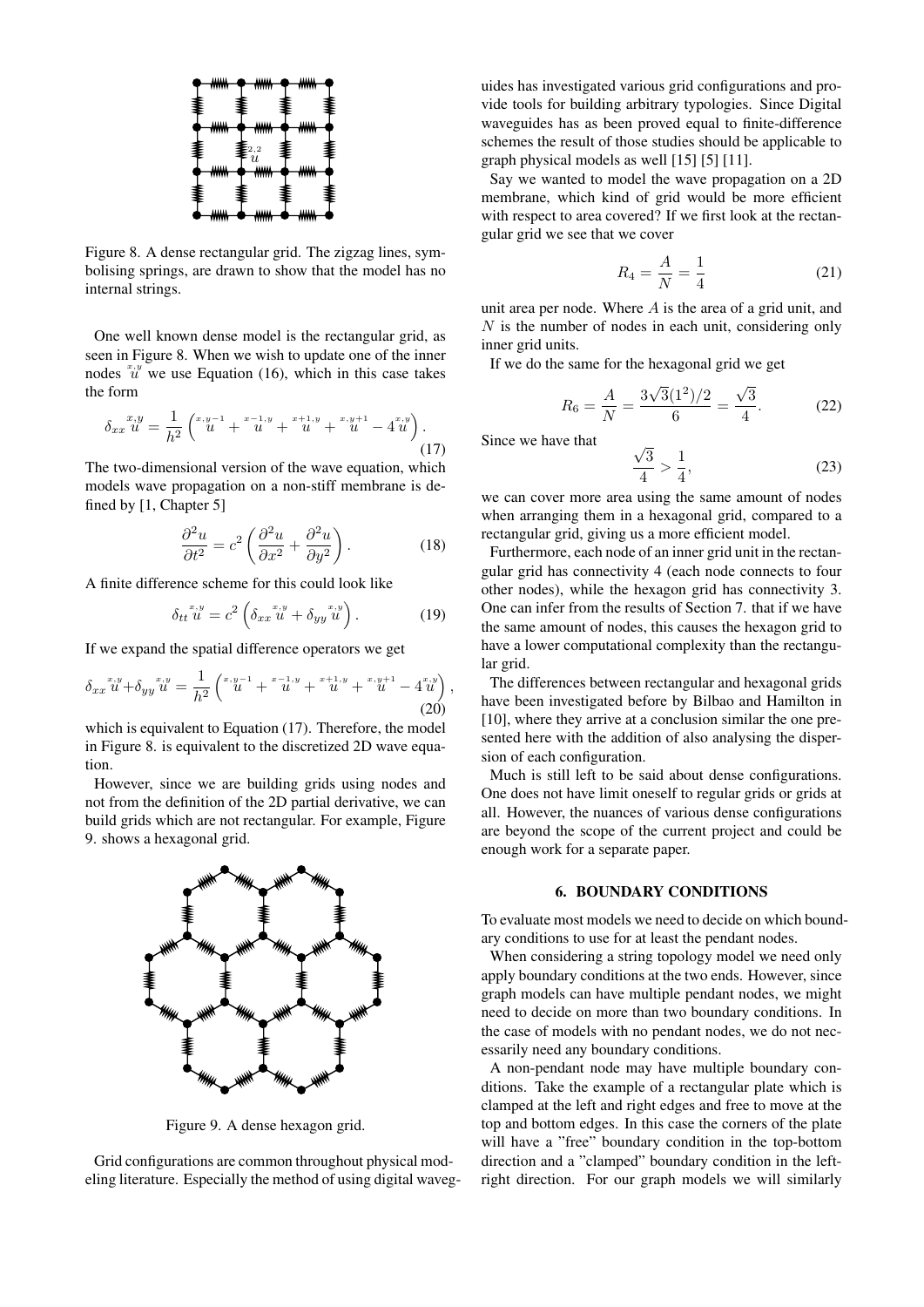Figure 8. A dense rectangular grid. The zigzag lines, symbolising springs, are drawn to show that the model has no internal strings.

One well known dense model is the rectangular grid, as seen in Figure 8. When we wish to update one of the inner nodes $\overset{x,y}{u}$ we use Equation (16), which in this case takes the form

$$\delta_{xx} \overset{x,y}{u} = \frac{1}{h^2} \left( \overset{x,y-1}{u} + \overset{x-1,y}{u} + \overset{x+1,y}{u} + \overset{x,y+1}{u} - 4\overset{x,y}{u} \right). \tag{17}$$

The two-dimensional version of the wave equation, which models wave propagation on a non-stiff membrane is defined by [1, Chapter 5]

$$\frac{\partial^2 u}{\partial t^2} = c^2 \left( \frac{\partial^2 u}{\partial x^2} + \frac{\partial^2 u}{\partial y^2} \right). \tag{18}$$

A finite difference scheme for this could look like

$$\delta_{tt} \overset{x,y}{u} = c^2 \left( \delta_{xx} \overset{x,y}{u} + \delta_{yy} \overset{x,y}{u} \right). \tag{19}$$

If we expand the spatial difference operators we get

$$\delta_{xx} \overset{x,y}{u} + \delta_{yy} \overset{x,y}{u} = \frac{1}{h^2} \left( \overset{x,y-1}{u} + \overset{x-1,y}{u} + \overset{x+1,y}{u} + \overset{x,y+1}{u} - 4\overset{x,y}{u} \right), \tag{20}$$

which is equivalent to Equation (17). Therefore, the model in Figure 8. is equivalent to the discretized 2D wave equation.

However, since we are building grids using nodes and not from the definition of the 2D partial derivative, we can build grids which are not rectangular. For example, Figure 9. shows a hexagonal grid.

Figure 9. A dense hexagon grid.

Grid configurations are common throughout physical modeling literature. Especially the method of using digital waveguides has investigated various grid configurations and provide tools for building arbitrary typologies. Since Digital waveguides has as been proved equal to finite-difference schemes the result of those studies should be applicable to graph physical models as well [15] [5] [11].

Say we wanted to model the wave propagation on a 2D membrane, which kind of grid would be more efficient with respect to area covered? If we first look at the rectangular grid we see that we cover

$$R_4 = \frac{A}{N} = \frac{1}{4} \tag{21}$$

unit area per node. Where $A$ is the area of a grid unit, and $N$ is the number of nodes in each unit, considering only inner grid units.

If we do the same for the hexagonal grid we get

$$R_6 = \frac{A}{N} = \frac{3\sqrt{3}(1^2)/2}{6} = \frac{\sqrt{3}}{4}. \tag{22}$$

Since we have that

$$\frac{\sqrt{3}}{4} > \frac{1}{4}, \tag{23}$$

we can cover more area using the same amount of nodes when arranging them in a hexagonal grid, compared to a rectangular grid, giving us a more efficient model.

Furthermore, each node of an inner grid unit in the rectangular grid has connectivity 4 (each node connects to four other nodes), while the hexagon grid has connectivity 3. One can infer from the results of Section 7. that if we have the same amount of nodes, this causes the hexagon grid to have a lower computational complexity than the rectangular grid.

The differences between rectangular and hexagonal grids have been investigated before by Bilbao and Hamilton in [10], where they arrive at a conclusion similar the one presented here with the addition of also analysing the dispersion of each configuration.

Much is still left to be said about dense configurations. One does not have limit oneself to regular grids or grids at all. However, the nuances of various dense configurations are beyond the scope of the current project and could be enough work for a separate paper.

## 6. BOUNDARY CONDITIONS

To evaluate most models we need to decide on which boundary conditions to use for at least the pendant nodes.

When considering a string topology model we need only apply boundary conditions at the two ends. However, since graph models can have multiple pendant nodes, we might need to decide on more than two boundary conditions. In the case of models with no pendant nodes, we do not necessarily need any boundary conditions.

A non-pendant node may have multiple boundary conditions. Take the example of a rectangular plate which is clamped at the left and right edges and free to move at the top and bottom edges. In this case the corners of the plate will have a "free" boundary condition in the top-bottom direction and a "clamped" boundary condition in the left-right direction. For our graph models we will similarly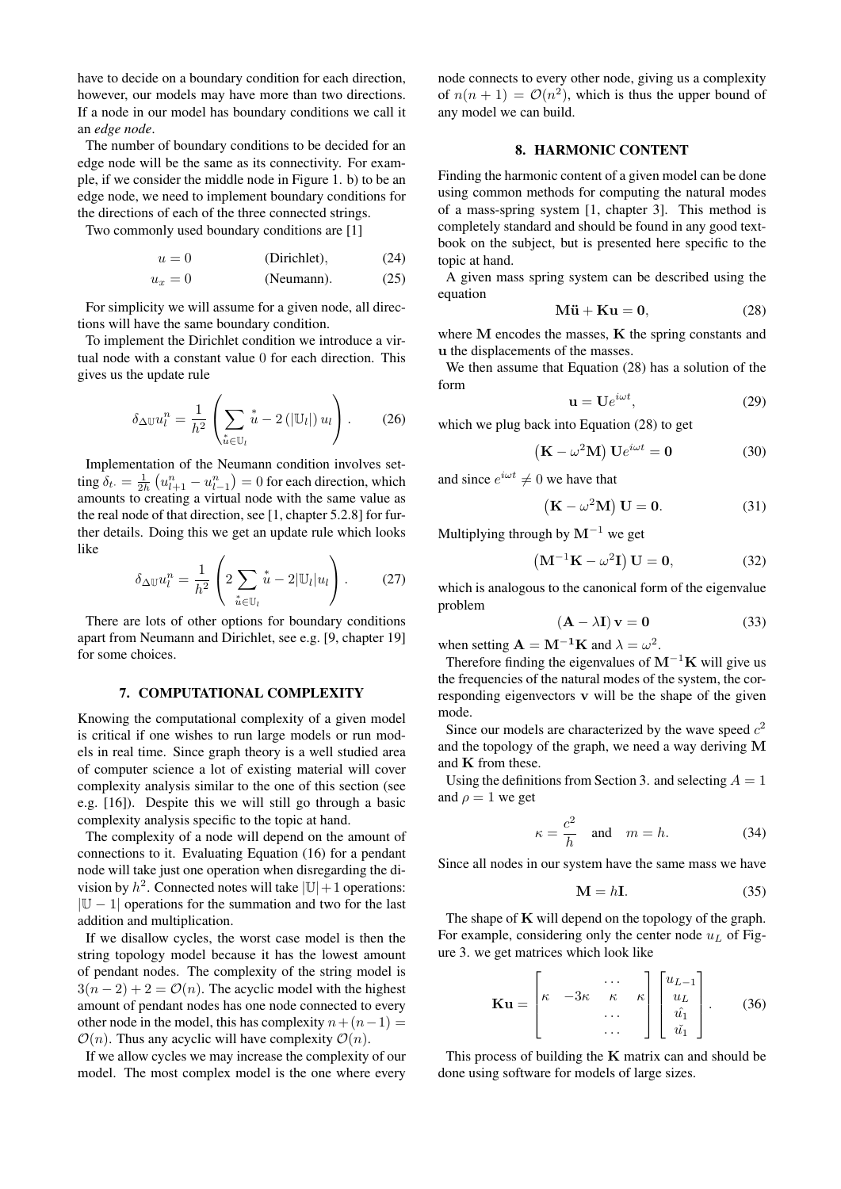have to decide on a boundary condition for each direction, however, our models may have more than two directions. If a node in our model has boundary conditions we call it an *edge node*.

The number of boundary conditions to be decided for an edge node will be the same as its connectivity. For example, if we consider the middle node in Figure 1. b) to be an edge node, we need to implement boundary conditions for the directions of each of the three connected strings.

Two commonly used boundary conditions are [1]

$$u = 0 \qquad \text{(Dirichlet)}, \tag{24}$$

$$u_x = 0 \qquad \text{(Neumann)}. \tag{25}$$

For simplicity we will assume for a given node, all directions will have the same boundary condition.

To implement the Dirichlet condition we introduce a virtual node with a constant value 0 for each direction. This gives us the update rule

$$\delta_{\Delta\mathbb{U}} u_l^n = \frac{1}{h^2}\left(\sum_{\overset{*}{u}\in\mathbb{U}_l} \overset{*}{u} - 2\left(|\mathbb{U}_l|\right) u_l\right). \tag{26}$$

Implementation of the Neumann condition involves setting $\delta_{t\cdot} = \frac{1}{2h}\left(u_{l+1}^n - u_{l-1}^n\right) = 0$ for each direction, which amounts to creating a virtual node with the same value as the real node of that direction, see [1, chapter 5.2.8] for further details. Doing this we get an update rule which looks like

$$\delta_{\Delta\mathbb{U}} u_l^n = \frac{1}{h^2}\left(2\sum_{\overset{*}{u}\in\mathbb{U}_l} \overset{*}{u} - 2|\mathbb{U}_l| u_l\right). \tag{27}$$

There are lots of other options for boundary conditions apart from Neumann and Dirichlet, see e.g. [9, chapter 19] for some choices.

## 7. COMPUTATIONAL COMPLEXITY

Knowing the computational complexity of a given model is critical if one wishes to run large models or run models in real time. Since graph theory is a well studied area of computer science a lot of existing material will cover complexity analysis similar to the one of this section (see e.g. [16]). Despite this we will still go through a basic complexity analysis specific to the topic at hand.

The complexity of a node will depend on the amount of connections to it. Evaluating Equation (16) for a pendant node will take just one operation when disregarding the division by $h^2$. Connected notes will take $|\mathbb{U}|+1$ operations: $|\mathbb{U} - 1|$ operations for the summation and two for the last addition and multiplication.

If we disallow cycles, the worst case model is then the string topology model because it has the lowest amount of pendant nodes. The complexity of the string model is $3(n-2)+2 = \mathcal{O}(n)$. The acyclic model with the highest amount of pendant nodes has one node connected to every other node in the model, this has complexity $n+(n-1) = \mathcal{O}(n)$. Thus any acyclic will have complexity $\mathcal{O}(n)$.

If we allow cycles we may increase the complexity of our model. The most complex model is the one where every node connects to every other node, giving us a complexity of $n(n+1) = \mathcal{O}(n^2)$, which is thus the upper bound of any model we can build.

## 8. HARMONIC CONTENT

Finding the harmonic content of a given model can be done using common methods for computing the natural modes of a mass-spring system [1, chapter 3]. This method is completely standard and should be found in any good textbook on the subject, but is presented here specific to the topic at hand.

A given mass spring system can be described using the equation

$$\mathbf{M}\ddot{\mathbf{u}} + \mathbf{K}\mathbf{u} = \mathbf{0}, \tag{28}$$

where $\mathbf{M}$ encodes the masses, $\mathbf{K}$ the spring constants and $\mathbf{u}$ the displacements of the masses.

We then assume that Equation (28) has a solution of the form

$$\mathbf{u} = \mathbf{U}e^{i\omega t}, \tag{29}$$

which we plug back into Equation (28) to get

$$\left(\mathbf{K} - \omega^2\mathbf{M}\right)\mathbf{U}e^{i\omega t} = \mathbf{0} \tag{30}$$

and since $e^{i\omega t} \neq 0$ we have that

$$\left(\mathbf{K} - \omega^2\mathbf{M}\right)\mathbf{U} = \mathbf{0}. \tag{31}$$

Multiplying through by $\mathbf{M}^{-1}$ we get

$$\left(\mathbf{M}^{-1}\mathbf{K} - \omega^2\mathbf{I}\right)\mathbf{U} = \mathbf{0}, \tag{32}$$

which is analogous to the canonical form of the eigenvalue problem

$$\left(\mathbf{A} - \lambda\mathbf{I}\right)\mathbf{v} = \mathbf{0} \tag{33}$$

when setting $\mathbf{A} = \mathbf{M^{-1}K}$ and $\lambda = \omega^2$.

Therefore finding the eigenvalues of $\mathbf{M}^{-1}\mathbf{K}$ will give us the frequencies of the natural modes of the system, the corresponding eigenvectors $\mathbf{v}$ will be the shape of the given mode.

Since our models are characterized by the wave speed $c^2$ and the topology of the graph, we need a way deriving $\mathbf{M}$ and $\mathbf{K}$ from these.

Using the definitions from Section 3. and selecting $A = 1$ and $\rho = 1$ we get

$$\kappa = \frac{c^2}{h} \quad \text{and} \quad m = h. \tag{34}$$

Since all nodes in our system have the same mass we have

$$\mathbf{M} = h\mathbf{I}. \tag{35}$$

The shape of $\mathbf{K}$ will depend on the topology of the graph. For example, considering only the center node $u_L$ of Figure 3. we get matrices which look like

$$\mathbf{Ku} = \begin{bmatrix} & & \cdots & \\ \kappa & -3\kappa & \kappa & \kappa \\ & & \cdots & \\ & & \cdots & \end{bmatrix} \begin{bmatrix} u_{L-1} \\ u_L \\ \hat{u_1} \\ \check{u_1} \end{bmatrix}. \tag{36}$$

This process of building the $\mathbf{K}$ matrix can and should be done using software for models of large sizes.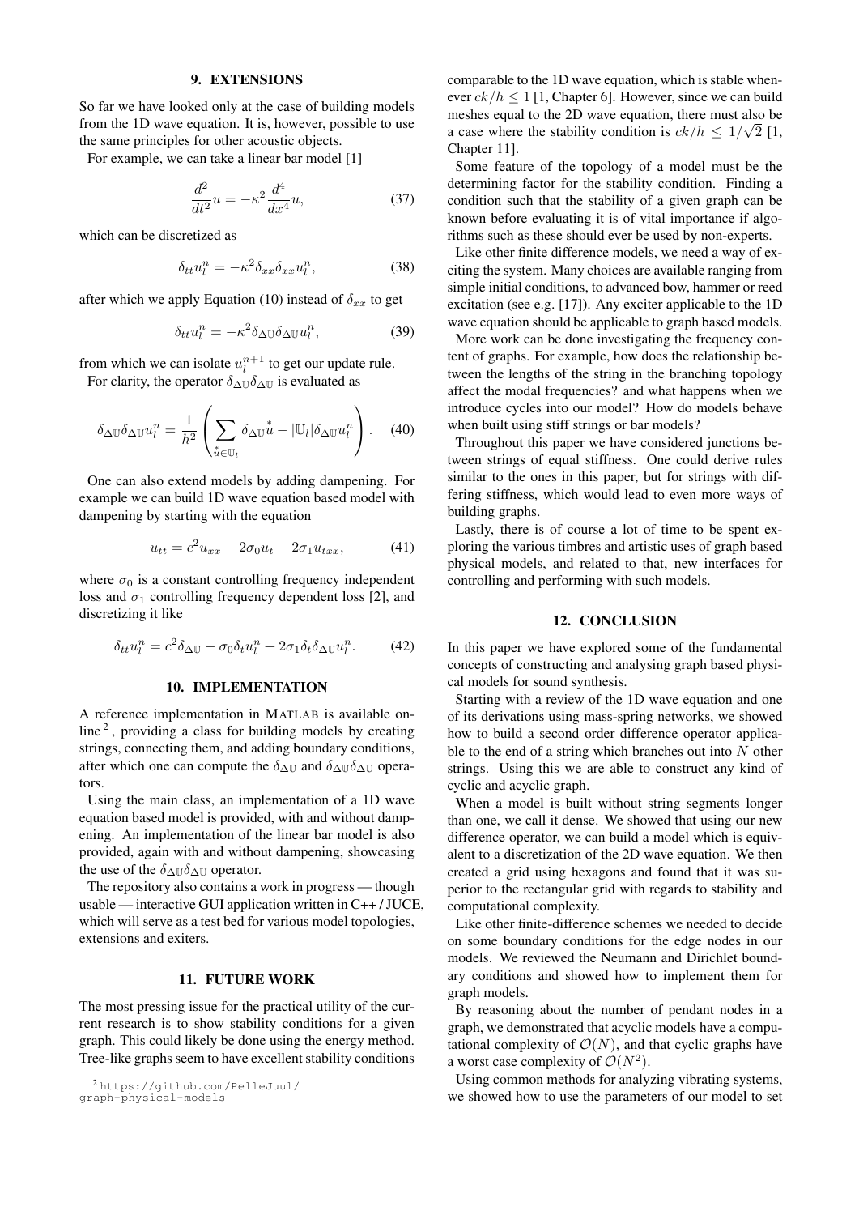## 9. EXTENSIONS

So far we have looked only at the case of building models from the 1D wave equation. It is, however, possible to use the same principles for other acoustic objects.

For example, we can take a linear bar model [1]

$$\frac{d^2}{dt^2}u = -\kappa^2 \frac{d^4}{dx^4}u, \tag{37}$$

which can be discretized as

$$\delta_{tt} u_l^n = -\kappa^2 \delta_{xx}\delta_{xx} u_l^n, \tag{38}$$

after which we apply Equation (10) instead of $\delta_{xx}$ to get

$$\delta_{tt} u_l^n = -\kappa^2 \delta_{\Delta\mathbb{U}}\delta_{\Delta\mathbb{U}} u_l^n, \tag{39}$$

from which we can isolate $u_l^{n+1}$ to get our update rule.

For clarity, the operator $\delta_{\Delta\mathbb{U}}\delta_{\Delta\mathbb{U}}$ is evaluated as

$$\delta_{\Delta\mathbb{U}}\delta_{\Delta\mathbb{U}} u_l^n = \frac{1}{h^2}\left(\sum_{\overset{*}{u}\in\mathbb{U}_l} \delta_{\Delta\mathbb{U}}\overset{*}{u} - |\mathbb{U}_l|\delta_{\Delta\mathbb{U}} u_l^n\right). \tag{40}$$

One can also extend models by adding dampening. For example we can build 1D wave equation based model with dampening by starting with the equation

$$u_{tt} = c^2 u_{xx} - 2\sigma_0 u_t + 2\sigma_1 u_{txx}, \tag{41}$$

where $\sigma_0$ is a constant controlling frequency independent loss and $\sigma_1$ controlling frequency dependent loss [2], and discretizing it like

$$\delta_{tt} u_l^n = c^2 \delta_{\Delta\mathbb{U}} - \sigma_0 \delta_t u_l^n + 2\sigma_1 \delta_t \delta_{\Delta\mathbb{U}} u_l^n. \tag{42}$$

## 10. IMPLEMENTATION

A reference implementation in MATLAB is available online [2], providing a class for building models by creating strings, connecting them, and adding boundary conditions, after which one can compute the $\delta_{\Delta\mathbb{U}}$ and $\delta_{\Delta\mathbb{U}}\delta_{\Delta\mathbb{U}}$ operators.

Using the main class, an implementation of a 1D wave equation based model is provided, with and without dampening. An implementation of the linear bar model is also provided, again with and without dampening, showcasing the use of the $\delta_{\Delta\mathbb{U}}\delta_{\Delta\mathbb{U}}$ operator.

The repository also contains a work in progress — though usable — interactive GUI application written in C++ / JUCE, which will serve as a test bed for various model topologies, extensions and exiters.

## 11. FUTURE WORK

The most pressing issue for the practical utility of the current research is to show stability conditions for a given graph. This could likely be done using the energy method. Tree-like graphs seem to have excellent stability conditions comparable to the 1D wave equation, which is stable whenever $ck/h \leq 1$ [1, Chapter 6]. However, since we can build meshes equal to the 2D wave equation, there must also be a case where the stability condition is $ck/h \leq 1/\sqrt{2}$ [1, Chapter 11].

Some feature of the topology of a model must be the determining factor for the stability condition. Finding a condition such that the stability of a given graph can be known before evaluating it is of vital importance if algorithms such as these should ever be used by non-experts.

Like other finite difference models, we need a way of exciting the system. Many choices are available ranging from simple initial conditions, to advanced bow, hammer or reed excitation (see e.g. [17]). Any exciter applicable to the 1D wave equation should be applicable to graph based models.

More work can be done investigating the frequency content of graphs. For example, how does the relationship between the lengths of the string in the branching topology affect the modal frequencies? and what happens when we introduce cycles into our model? How do models behave when built using stiff strings or bar models?

Throughout this paper we have considered junctions between strings of equal stiffness. One could derive rules similar to the ones in this paper, but for strings with differing stiffness, which would lead to even more ways of building graphs.

Lastly, there is of course a lot of time to be spent exploring the various timbres and artistic uses of graph based physical models, and related to that, new interfaces for controlling and performing with such models.

## 12. CONCLUSION

In this paper we have explored some of the fundamental concepts of constructing and analysing graph based physical models for sound synthesis.

Starting with a review of the 1D wave equation and one of its derivations using mass-spring networks, we showed how to build a second order difference operator applicable to the end of a string which branches out into $N$ other strings. Using this we are able to construct any kind of cyclic and acyclic graph.

When a model is built without string segments longer than one, we call it dense. We showed that using our new difference operator, we can build a model which is equivalent to a discretization of the 2D wave equation. We then created a grid using hexagons and found that it was superior to the rectangular grid with regards to stability and computational complexity.

Like other finite-difference schemes we needed to decide on some boundary conditions for the edge nodes in our models. We reviewed the Neumann and Dirichlet boundary conditions and showed how to implement them for graph models.

By reasoning about the number of pendant nodes in a graph, we demonstrated that acyclic models have a computational complexity of $\mathcal{O}(N)$, and that cyclic graphs have a worst case complexity of $\mathcal{O}(N^2)$.

Using common methods for analyzing vibrating systems, we showed how to use the parameters of our model to set

[2] https://github.com/PelleJuul/graph-physical-models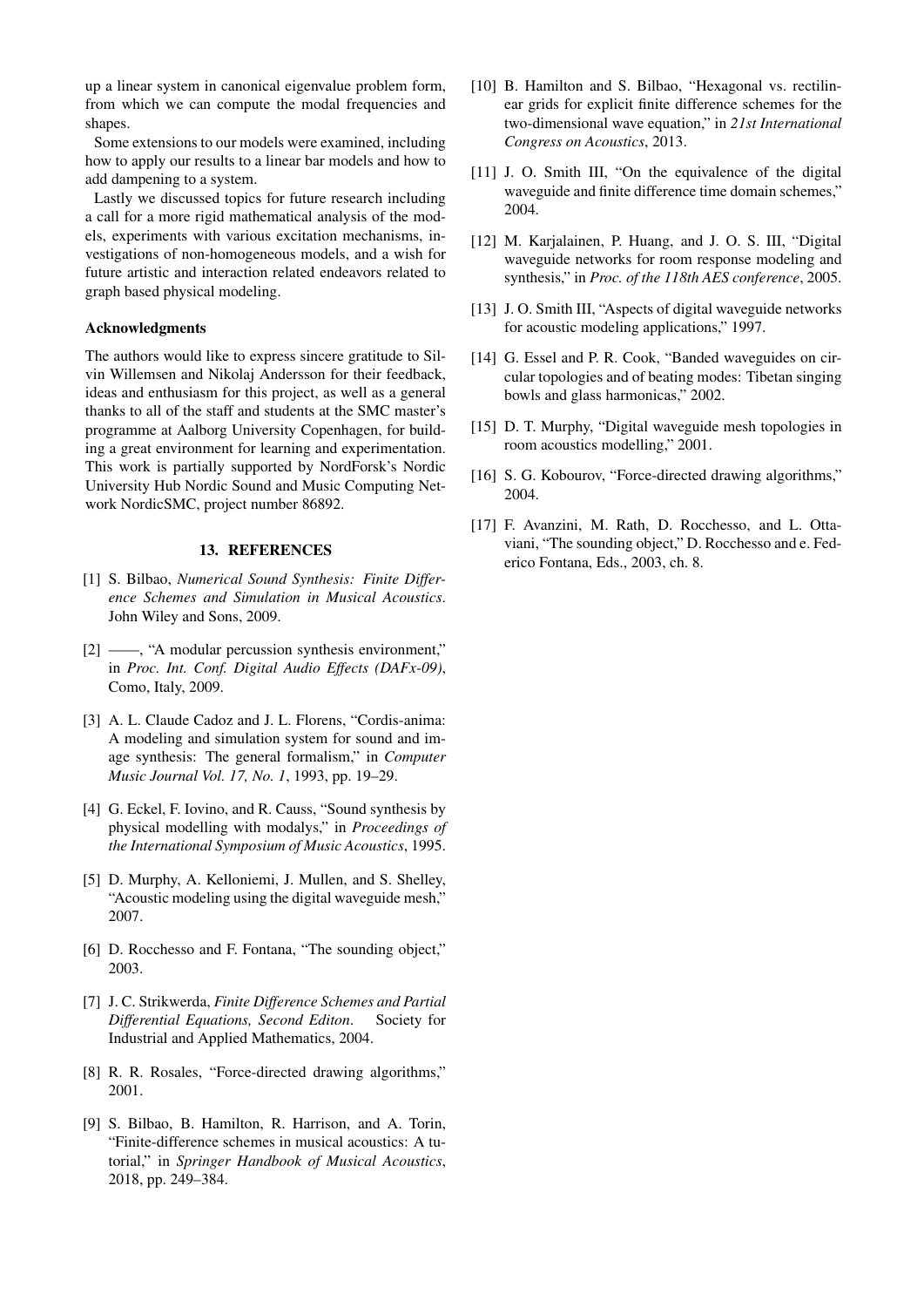up a linear system in canonical eigenvalue problem form, from which we can compute the modal frequencies and shapes.

Some extensions to our models were examined, including how to apply our results to a linear bar models and how to add dampening to a system.

Lastly we discussed topics for future research including a call for a more rigid mathematical analysis of the models, experiments with various excitation mechanisms, investigations of non-homogeneous models, and a wish for future artistic and interaction related endeavors related to graph based physical modeling.

### Acknowledgments

The authors would like to express sincere gratitude to Silvin Willemsen and Nikolaj Andersson for their feedback, ideas and enthusiasm for this project, as well as a general thanks to all of the staff and students at the SMC master's programme at Aalborg University Copenhagen, for building a great environment for learning and experimentation. This work is partially supported by NordForsk's Nordic University Hub Nordic Sound and Music Computing Network NordicSMC, project number 86892.

## 13. REFERENCES

[1] S. Bilbao, *Numerical Sound Synthesis: Finite Difference Schemes and Simulation in Musical Acoustics*. John Wiley and Sons, 2009.

[2] ——, "A modular percussion synthesis environment," in *Proc. Int. Conf. Digital Audio Effects (DAFx-09)*, Como, Italy, 2009.

[3] A. L. Claude Cadoz and J. L. Florens, "Cordis-anima: A modeling and simulation system for sound and image synthesis: The general formalism," in *Computer Music Journal Vol. 17, No. 1*, 1993, pp. 19–29.

[4] G. Eckel, F. Iovino, and R. Causs, "Sound synthesis by physical modelling with modalys," in *Proceedings of the International Symposium of Music Acoustics*, 1995.

[5] D. Murphy, A. Kelloniemi, J. Mullen, and S. Shelley, "Acoustic modeling using the digital waveguide mesh," 2007.

[6] D. Rocchesso and F. Fontana, "The sounding object," 2003.

[7] J. C. Strikwerda, *Finite Difference Schemes and Partial Differential Equations, Second Editon*. Society for Industrial and Applied Mathematics, 2004.

[8] R. R. Rosales, "Force-directed drawing algorithms," 2001.

[9] S. Bilbao, B. Hamilton, R. Harrison, and A. Torin, "Finite-difference schemes in musical acoustics: A tutorial," in *Springer Handbook of Musical Acoustics*, 2018, pp. 249–384.

[10] B. Hamilton and S. Bilbao, "Hexagonal vs. rectilinear grids for explicit finite difference schemes for the two-dimensional wave equation," in *21st International Congress on Acoustics*, 2013.

[11] J. O. Smith III, "On the equivalence of the digital waveguide and finite difference time domain schemes," 2004.

[12] M. Karjalainen, P. Huang, and J. O. S. III, "Digital waveguide networks for room response modeling and synthesis," in *Proc. of the 118th AES conference*, 2005.

[13] J. O. Smith III, "Aspects of digital waveguide networks for acoustic modeling applications," 1997.

[14] G. Essel and P. R. Cook, "Banded waveguides on circular topologies and of beating modes: Tibetan singing bowls and glass harmonicas," 2002.

[15] D. T. Murphy, "Digital waveguide mesh topologies in room acoustics modelling," 2001.

[16] S. G. Kobourov, "Force-directed drawing algorithms," 2004.

[17] F. Avanzini, M. Rath, D. Rocchesso, and L. Ottaviani, "The sounding object," D. Rocchesso and e. Federico Fontana, Eds., 2003, ch. 8.